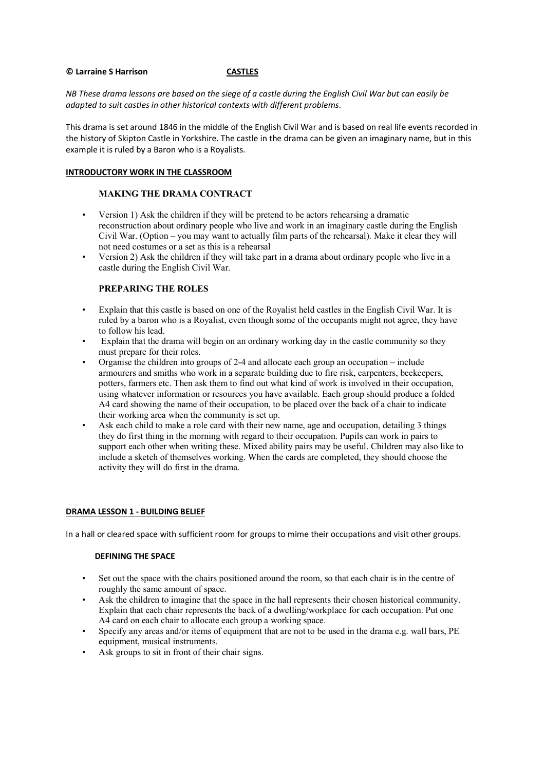**© Larraine S Harrison** **CASTLES**

*NB These drama lessons are based on the siege of a castle during the English Civil War but can easily be adapted to suit castles in other historical contexts with different problems.*

This drama is set around 1846 in the middle of the English Civil War and is based on real life events recorded in the history of Skipton Castle in Yorkshire. The castle in the drama can be given an imaginary name, but in this example it is ruled by a Baron who is a Royalists.

## INTRODUCTORY WORK IN THE CLASSROOM

### MAKING THE DRAMA CONTRACT

- Version 1) Ask the children if they will be pretend to be actors rehearsing a dramatic reconstruction about ordinary people who live and work in an imaginary castle during the English Civil War. (Option – you may want to actually film parts of the rehearsal). Make it clear they will not need costumes or a set as this is a rehearsal
- Version 2) Ask the children if they will take part in a drama about ordinary people who live in a castle during the English Civil War.

### PREPARING THE ROLES

- Explain that this castle is based on one of the Royalist held castles in the English Civil War. It is ruled by a baron who is a Royalist, even though some of the occupants might not agree, they have to follow his lead.
- Explain that the drama will begin on an ordinary working day in the castle community so they must prepare for their roles.
- Organise the children into groups of 2-4 and allocate each group an occupation – include armourers and smiths who work in a separate building due to fire risk, carpenters, beekeepers, potters, farmers etc. Then ask them to find out what kind of work is involved in their occupation, using whatever information or resources you have available. Each group should produce a folded A4 card showing the name of their occupation, to be placed over the back of a chair to indicate their working area when the community is set up.
- Ask each child to make a role card with their new name, age and occupation, detailing 3 things they do first thing in the morning with regard to their occupation. Pupils can work in pairs to support each other when writing these. Mixed ability pairs may be useful. Children may also like to include a sketch of themselves working. When the cards are completed, they should choose the activity they will do first in the drama.

## DRAMA LESSON 1 - BUILDING BELIEF

In a hall or cleared space with sufficient room for groups to mime their occupations and visit other groups.

### DEFINING THE SPACE

- Set out the space with the chairs positioned around the room, so that each chair is in the centre of roughly the same amount of space.
- Ask the children to imagine that the space in the hall represents their chosen historical community. Explain that each chair represents the back of a dwelling/workplace for each occupation. Put one A4 card on each chair to allocate each group a working space.
- Specify any areas and/or items of equipment that are not to be used in the drama e.g. wall bars, PE equipment, musical instruments.
- Ask groups to sit in front of their chair signs.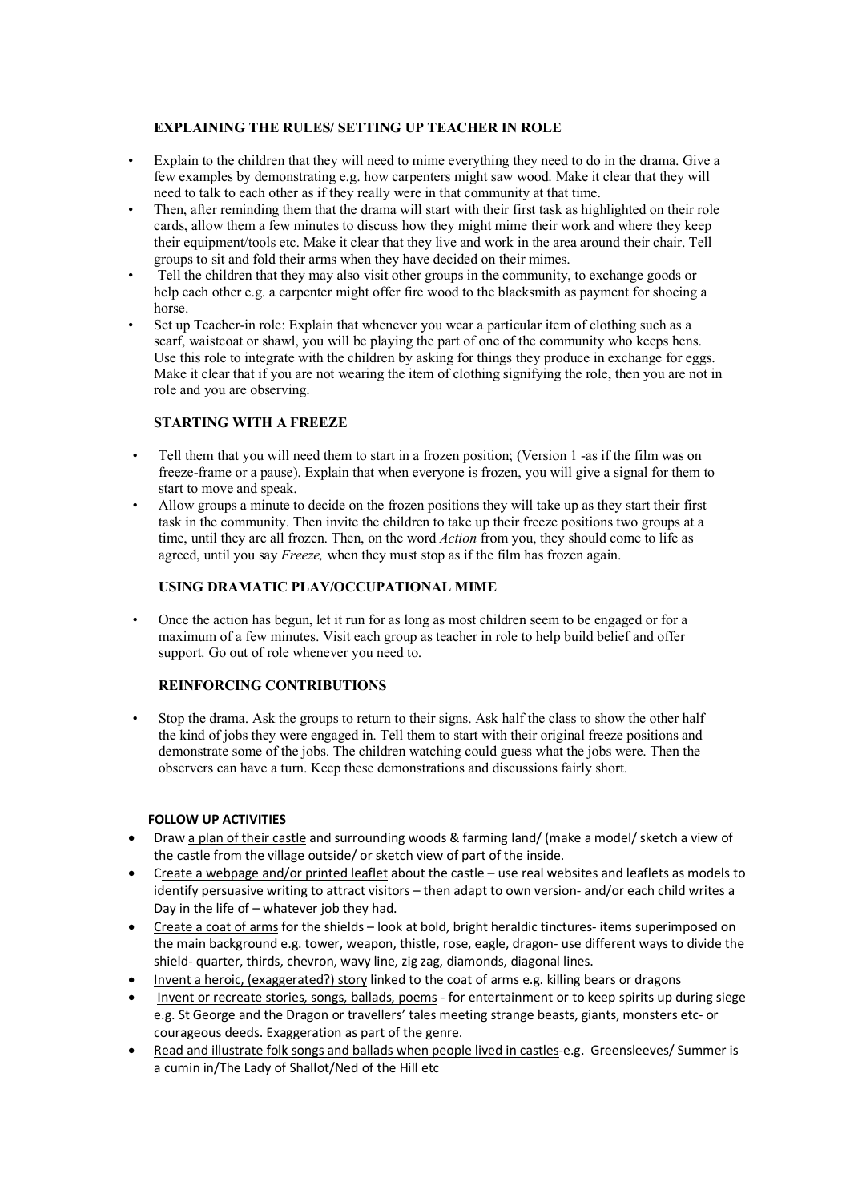### EXPLAINING THE RULES/ SETTING UP TEACHER IN ROLE

- Explain to the children that they will need to mime everything they need to do in the drama. Give a few examples by demonstrating e.g. how carpenters might saw wood. Make it clear that they will need to talk to each other as if they really were in that community at that time.
- Then, after reminding them that the drama will start with their first task as highlighted on their role cards, allow them a few minutes to discuss how they might mime their work and where they keep their equipment/tools etc. Make it clear that they live and work in the area around their chair. Tell groups to sit and fold their arms when they have decided on their mimes.
- Tell the children that they may also visit other groups in the community, to exchange goods or help each other e.g. a carpenter might offer fire wood to the blacksmith as payment for shoeing a horse.
- Set up Teacher-in role: Explain that whenever you wear a particular item of clothing such as a scarf, waistcoat or shawl, you will be playing the part of one of the community who keeps hens. Use this role to integrate with the children by asking for things they produce in exchange for eggs. Make it clear that if you are not wearing the item of clothing signifying the role, then you are not in role and you are observing.

### STARTING WITH A FREEZE

- Tell them that you will need them to start in a frozen position; (Version 1 -as if the film was on freeze-frame or a pause). Explain that when everyone is frozen, you will give a signal for them to start to move and speak.
- Allow groups a minute to decide on the frozen positions they will take up as they start their first task in the community. Then invite the children to take up their freeze positions two groups at a time, until they are all frozen. Then, on the word *Action* from you, they should come to life as agreed, until you say *Freeze,* when they must stop as if the film has frozen again.

### USING DRAMATIC PLAY/OCCUPATIONAL MIME

- Once the action has begun, let it run for as long as most children seem to be engaged or for a maximum of a few minutes. Visit each group as teacher in role to help build belief and offer support. Go out of role whenever you need to.

### REINFORCING CONTRIBUTIONS

- Stop the drama. Ask the groups to return to their signs. Ask half the class to show the other half the kind of jobs they were engaged in. Tell them to start with their original freeze positions and demonstrate some of the jobs. The children watching could guess what the jobs were. Then the observers can have a turn. Keep these demonstrations and discussions fairly short.

### FOLLOW UP ACTIVITIES

- Draw <u>a plan of their castle</u> and surrounding woods & farming land/ (make a model/ sketch a view of the castle from the village outside/ or sketch view of part of the inside.
- <u>Create a webpage and/or printed leaflet</u> about the castle – use real websites and leaflets as models to identify persuasive writing to attract visitors – then adapt to own version- and/or each child writes a Day in the life of – whatever job they had.
- <u>Create a coat of arms</u> for the shields – look at bold, bright heraldic tinctures- items superimposed on the main background e.g. tower, weapon, thistle, rose, eagle, dragon- use different ways to divide the shield- quarter, thirds, chevron, wavy line, zig zag, diamonds, diagonal lines.
- <u>Invent a heroic, (exaggerated?) story</u> linked to the coat of arms e.g. killing bears or dragons
- <u>Invent or recreate stories, songs, ballads, poems</u> - for entertainment or to keep spirits up during siege e.g. St George and the Dragon or travellers' tales meeting strange beasts, giants, monsters etc- or courageous deeds. Exaggeration as part of the genre.
- <u>Read and illustrate folk songs and ballads when people lived in castles</u>-e.g. Greensleeves/ Summer is a cumin in/The Lady of Shallot/Ned of the Hill etc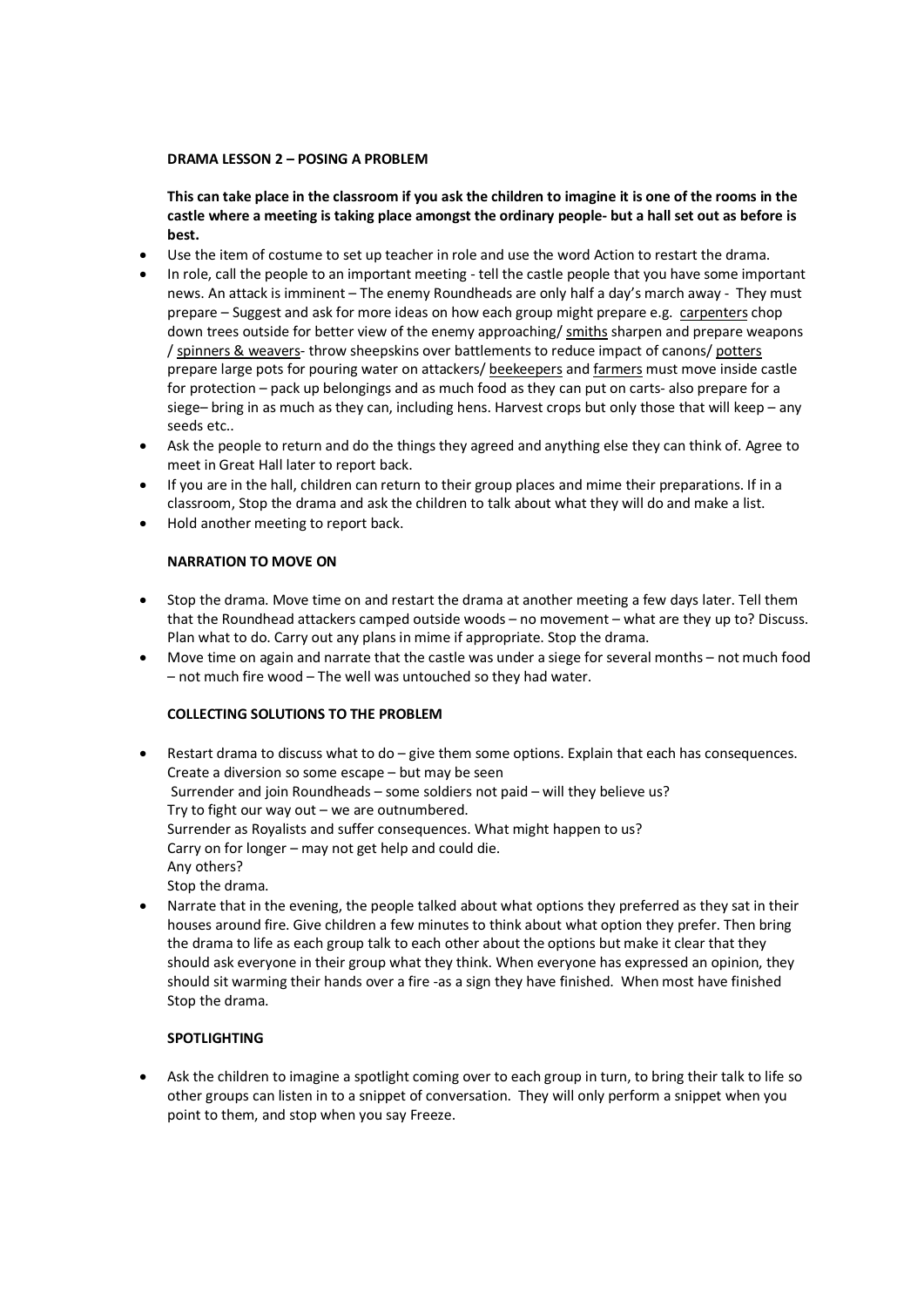**DRAMA LESSON 2 – POSING A PROBLEM**

**This can take place in the classroom if you ask the children to imagine it is one of the rooms in the castle where a meeting is taking place amongst the ordinary people- but a hall set out as before is best.**

- Use the item of costume to set up teacher in role and use the word Action to restart the drama.
- In role, call the people to an important meeting - tell the castle people that you have some important news. An attack is imminent – The enemy Roundheads are only half a day's march away - They must prepare – Suggest and ask for more ideas on how each group might prepare e.g. <u>carpenters</u> chop down trees outside for better view of the enemy approaching/ <u>smiths</u> sharpen and prepare weapons / <u>spinners & weavers</u>- throw sheepskins over battlements to reduce impact of canons/ <u>potters</u> prepare large pots for pouring water on attackers/ <u>beekeepers</u> and <u>farmers</u> must move inside castle for protection – pack up belongings and as much food as they can put on carts- also prepare for a siege– bring in as much as they can, including hens. Harvest crops but only those that will keep – any seeds etc..
- Ask the people to return and do the things they agreed and anything else they can think of. Agree to meet in Great Hall later to report back.
- If you are in the hall, children can return to their group places and mime their preparations. If in a classroom, Stop the drama and ask the children to talk about what they will do and make a list.
- Hold another meeting to report back.

**NARRATION TO MOVE ON**

- Stop the drama. Move time on and restart the drama at another meeting a few days later. Tell them that the Roundhead attackers camped outside woods – no movement – what are they up to? Discuss. Plan what to do. Carry out any plans in mime if appropriate. Stop the drama.
- Move time on again and narrate that the castle was under a siege for several months – not much food – not much fire wood – The well was untouched so they had water.

**COLLECTING SOLUTIONS TO THE PROBLEM**

- Restart drama to discuss what to do – give them some options. Explain that each has consequences.
  Create a diversion so some escape – but may be seen
  Surrender and join Roundheads – some soldiers not paid – will they believe us?
  Try to fight our way out – we are outnumbered.
  Surrender as Royalists and suffer consequences. What might happen to us?
  Carry on for longer – may not get help and could die.
  Any others?
  Stop the drama.
- Narrate that in the evening, the people talked about what options they preferred as they sat in their houses around fire. Give children a few minutes to think about what option they prefer. Then bring the drama to life as each group talk to each other about the options but make it clear that they should ask everyone in their group what they think. When everyone has expressed an opinion, they should sit warming their hands over a fire -as a sign they have finished. When most have finished Stop the drama.

**SPOTLIGHTING**

- Ask the children to imagine a spotlight coming over to each group in turn, to bring their talk to life so other groups can listen in to a snippet of conversation. They will only perform a snippet when you point to them, and stop when you say Freeze.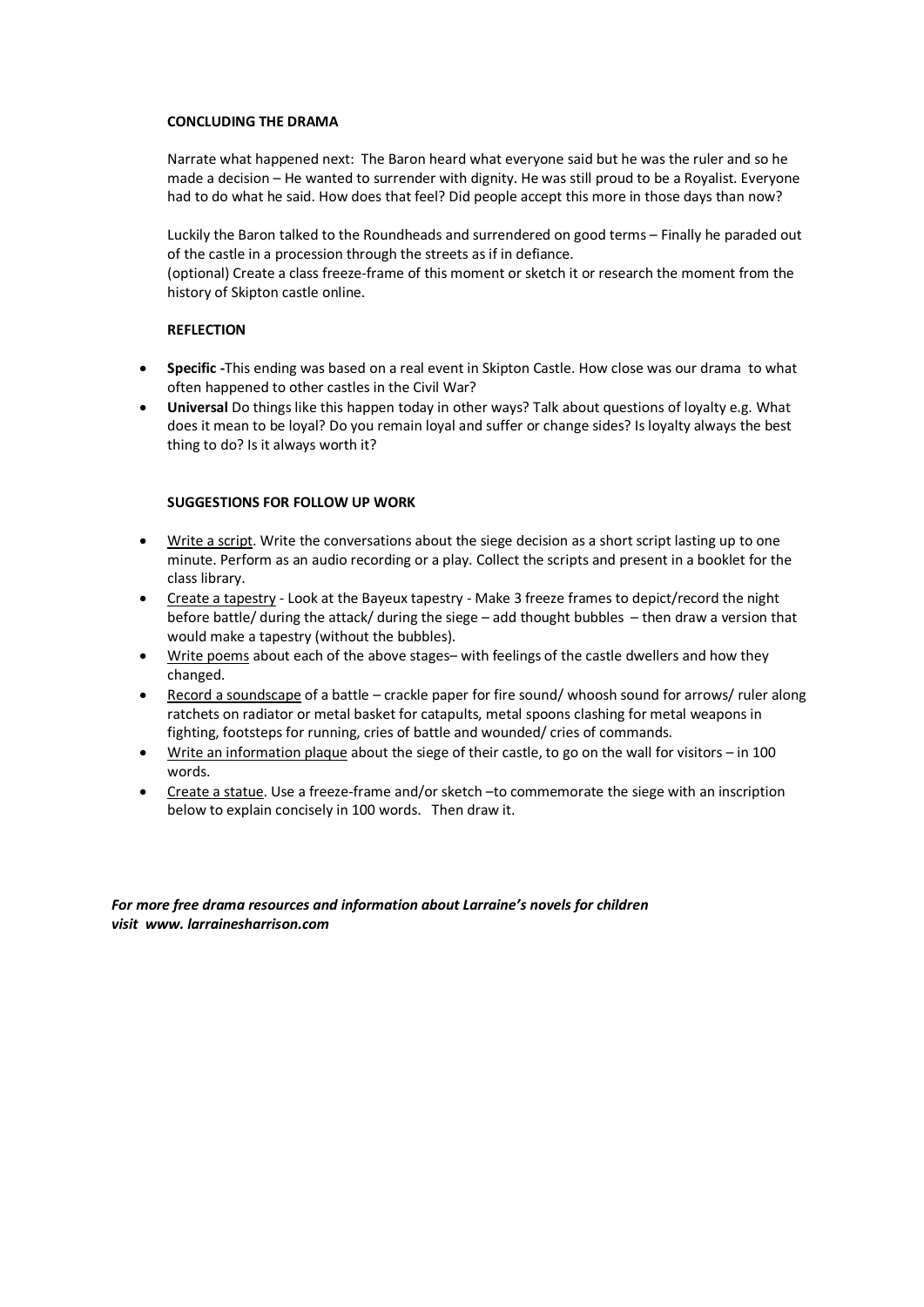## CONCLUDING THE DRAMA

Narrate what happened next: The Baron heard what everyone said but he was the ruler and so he made a decision – He wanted to surrender with dignity. He was still proud to be a Royalist. Everyone had to do what he said. How does that feel? Did people accept this more in those days than now?

Luckily the Baron talked to the Roundheads and surrendered on good terms – Finally he paraded out of the castle in a procession through the streets as if in defiance.
(optional) Create a class freeze-frame of this moment or sketch it or research the moment from the history of Skipton castle online.

## REFLECTION

- **Specific -**This ending was based on a real event in Skipton Castle. How close was our drama to what often happened to other castles in the Civil War?
- **Universal** Do things like this happen today in other ways? Talk about questions of loyalty e.g. What does it mean to be loyal? Do you remain loyal and suffer or change sides? Is loyalty always the best thing to do? Is it always worth it?

## SUGGESTIONS FOR FOLLOW UP WORK

- Write a script. Write the conversations about the siege decision as a short script lasting up to one minute. Perform as an audio recording or a play. Collect the scripts and present in a booklet for the class library.
- Create a tapestry - Look at the Bayeux tapestry - Make 3 freeze frames to depict/record the night before battle/ during the attack/ during the siege – add thought bubbles – then draw a version that would make a tapestry (without the bubbles).
- Write poems about each of the above stages– with feelings of the castle dwellers and how they changed.
- Record a soundscape of a battle – crackle paper for fire sound/ whoosh sound for arrows/ ruler along ratchets on radiator or metal basket for catapults, metal spoons clashing for metal weapons in fighting, footsteps for running, cries of battle and wounded/ cries of commands.
- Write an information plaque about the siege of their castle, to go on the wall for visitors – in 100 words.
- Create a statue. Use a freeze-frame and/or sketch –to commemorate the siege with an inscription below to explain concisely in 100 words. Then draw it.

***For more free drama resources and information about Larraine's novels for children visit www. larrainesharrison.com***